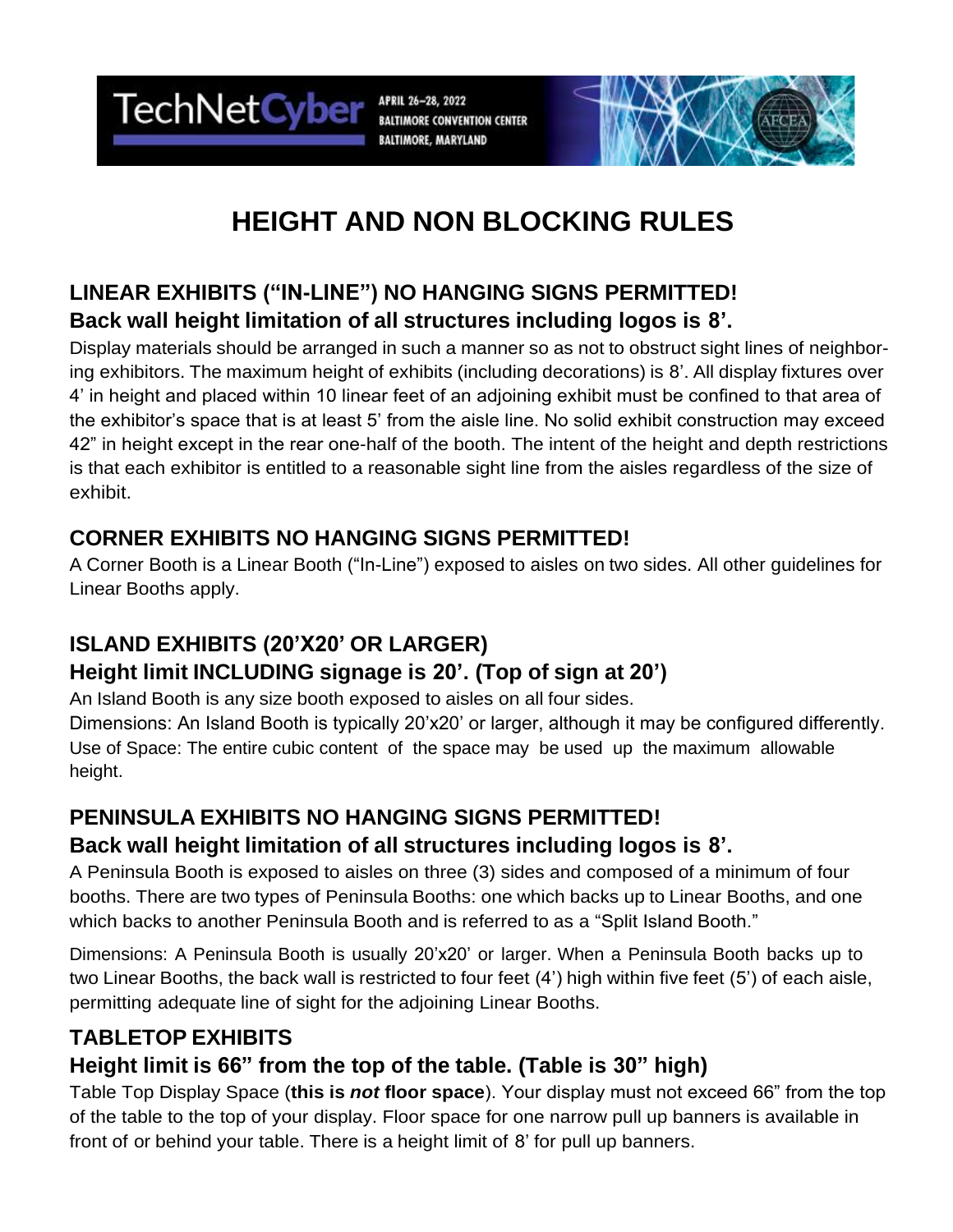TechNetCyber

APRIL 26–28, 2022
BALTIMORE CONVENTION CENTER
BALTIMORE, MARYLAND

# HEIGHT AND NON BLOCKING RULES

## LINEAR EXHIBITS ("IN-LINE") NO HANGING SIGNS PERMITTED!

### Back wall height limitation of all structures including logos is 8'.

Display materials should be arranged in such a manner so as not to obstruct sight lines of neighboring exhibitors. The maximum height of exhibits (including decorations) is 8'. All display fixtures over 4' in height and placed within 10 linear feet of an adjoining exhibit must be confined to that area of the exhibitor's space that is at least 5' from the aisle line. No solid exhibit construction may exceed 42" in height except in the rear one-half of the booth. The intent of the height and depth restrictions is that each exhibitor is entitled to a reasonable sight line from the aisles regardless of the size of exhibit.

## CORNER EXHIBITS NO HANGING SIGNS PERMITTED!

A Corner Booth is a Linear Booth ("In-Line") exposed to aisles on two sides. All other guidelines for Linear Booths apply.

## ISLAND EXHIBITS (20'X20' OR LARGER)

### Height limit INCLUDING signage is 20'. (Top of sign at 20')

An Island Booth is any size booth exposed to aisles on all four sides.

Dimensions: An Island Booth is typically 20'x20' or larger, although it may be configured differently.

Use of Space: The entire cubic content of the space may be used up the maximum allowable height.

## PENINSULA EXHIBITS NO HANGING SIGNS PERMITTED!

### Back wall height limitation of all structures including logos is 8'.

A Peninsula Booth is exposed to aisles on three (3) sides and composed of a minimum of four booths. There are two types of Peninsula Booths: one which backs up to Linear Booths, and one which backs to another Peninsula Booth and is referred to as a "Split Island Booth."

Dimensions: A Peninsula Booth is usually 20'x20' or larger. When a Peninsula Booth backs up to two Linear Booths, the back wall is restricted to four feet (4') high within five feet (5') of each aisle, permitting adequate line of sight for the adjoining Linear Booths.

## TABLETOP EXHIBITS

### Height limit is 66" from the top of the table. (Table is 30" high)

Table Top Display Space (**this is *not* floor space**). Your display must not exceed 66" from the top of the table to the top of your display. Floor space for one narrow pull up banners is available in front of or behind your table. There is a height limit of 8' for pull up banners.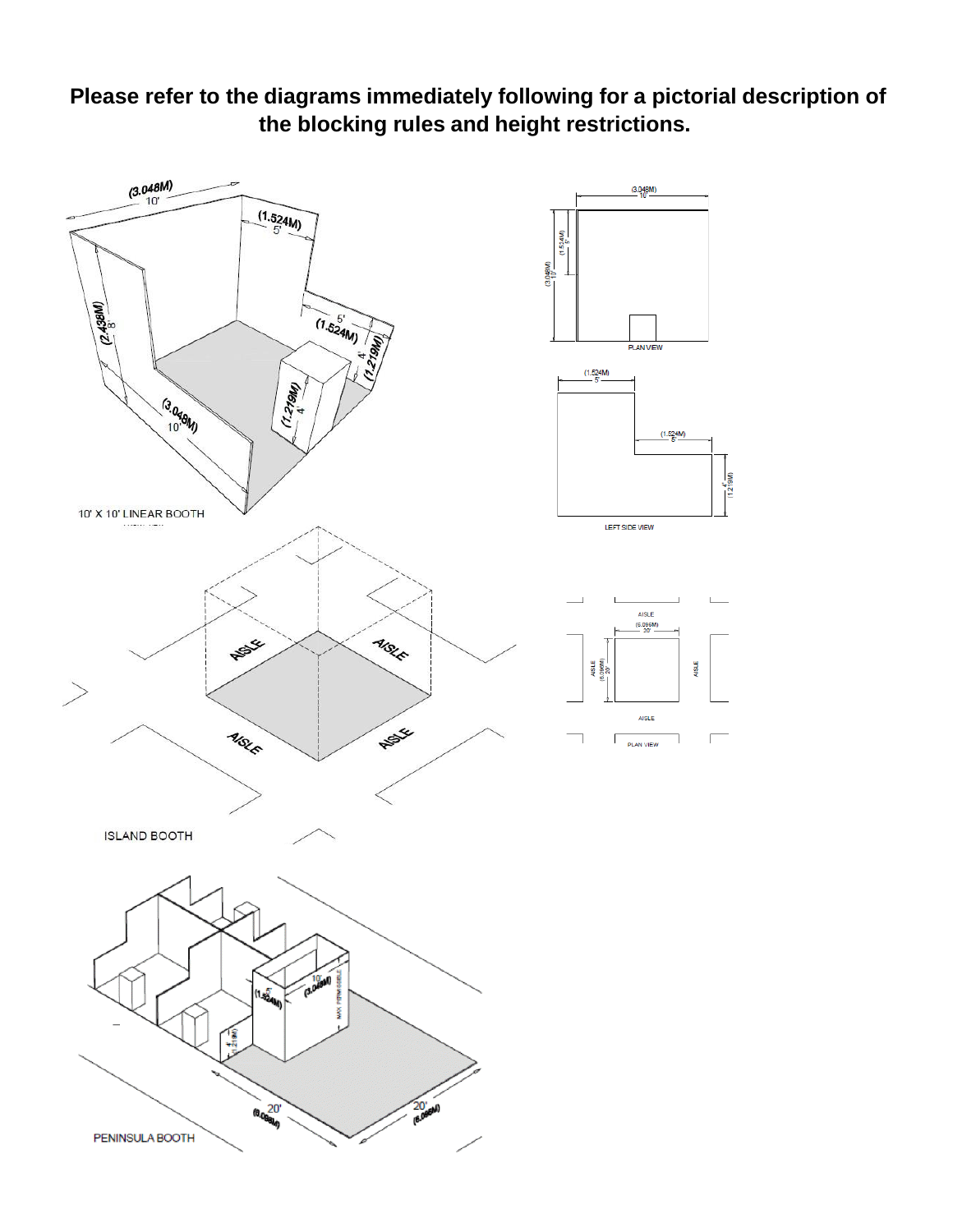**Please refer to the diagrams immediately following for a pictorial description of the blocking rules and height restrictions.**

(3.048M)
10'

(1.524M)
5'

(2.438M)
8'

5'
(1.524M)

4'
(1.219M)

(1.219M)
4'

(3.048M)
10'

10' X 10' LINEAR BOOTH

(3.048M)
10'

(1.524M)
5'

(3.048M)
10'

PLAN VIEW

(1.524M)
5'

(1.524M)
5'

4'
(1.219M)

LEFT SIDE VIEW

AISLE

AISLE

AISLE

AISLE

ISLAND BOOTH

AISLE
(6.096M)
20'

AISLE
(6.096M)
20'

AISLE

AISLE

PLAN VIEW

10'
(3.048M)

5'
(1.524M)

MAX PERMISSIBLE

4'
(1.219M)

20'
(6.096M)

20'
(6.096M)

PENINSULA BOOTH